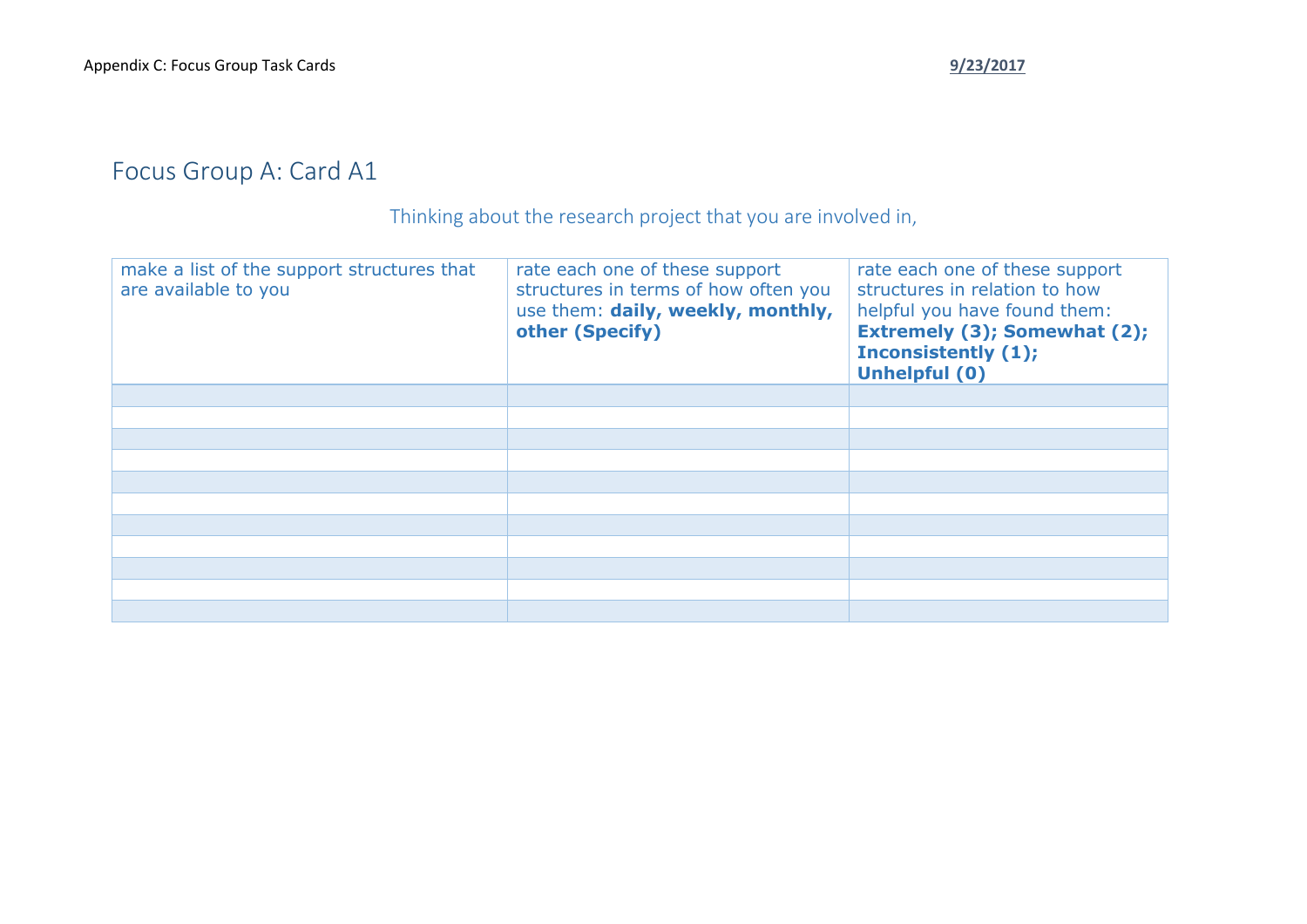# Focus Group A: Card A1

Thinking about the research project that you are involved in,

| make a list of the support structures that are available to you | rate each one of these support structures in terms of how often you use them: **daily, weekly, monthly, other (Specify)** | rate each one of these support structures in relation to how helpful you have found them: **Extremely (3); Somewhat (2); Inconsistently (1); Unhelpful (0)** |
|---|---|---|
| | | |
| | | |
| | | |
| | | |
| | | |
| | | |
| | | |
| | | |
| | | |
| | | |
| | | |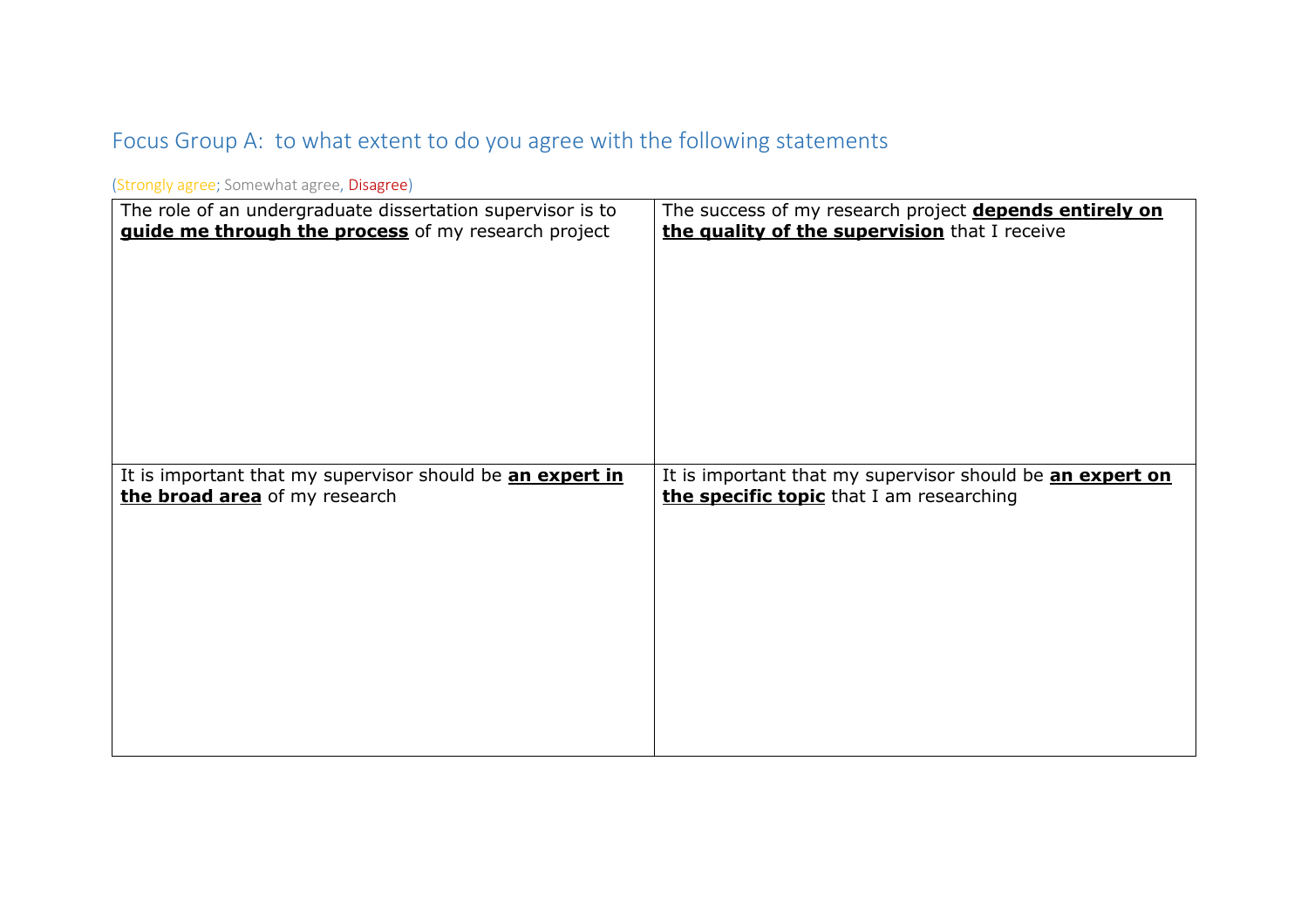## Focus Group A: to what extent to do you agree with the following statements

(Strongly agree; Somewhat agree, Disagree)

| | |
|---|---|
| The role of an undergraduate dissertation supervisor is to **guide me through the process** of my research project | The success of my research project **depends entirely on the quality of the supervision** that I receive |
| It is important that my supervisor should be **an expert in the broad area** of my research | It is important that my supervisor should be **an expert on the specific topic** that I am researching |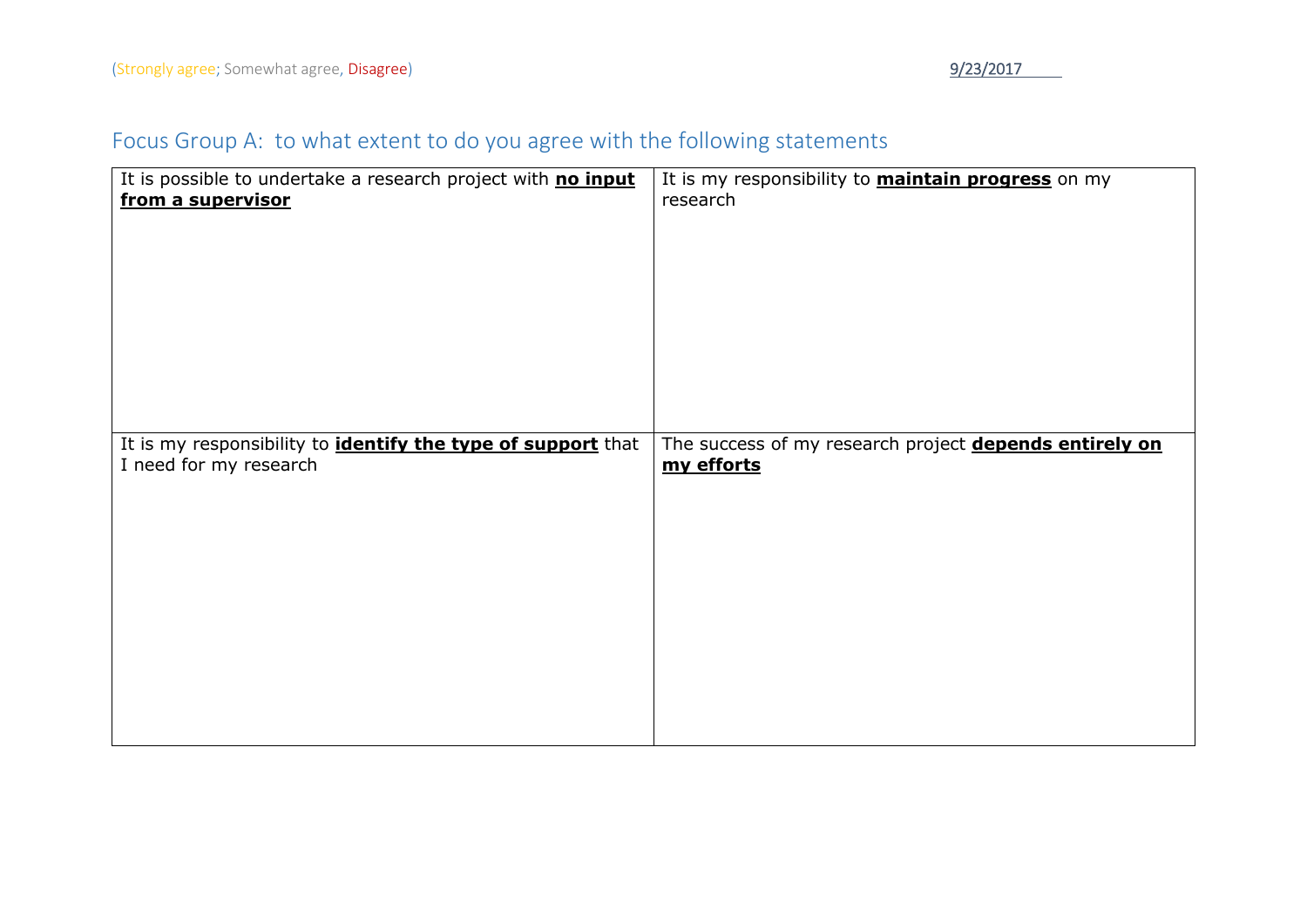(Strongly agree; Somewhat agree, Disagree)

9/23/2017

## Focus Group A: to what extent to do you agree with the following statements

| It is possible to undertake a research project with **no input from a supervisor** | It is my responsibility to **maintain progress** on my research |
|---|---|
| It is my responsibility to **identify the type of support** that I need for my research | The success of my research project **depends entirely on my efforts** |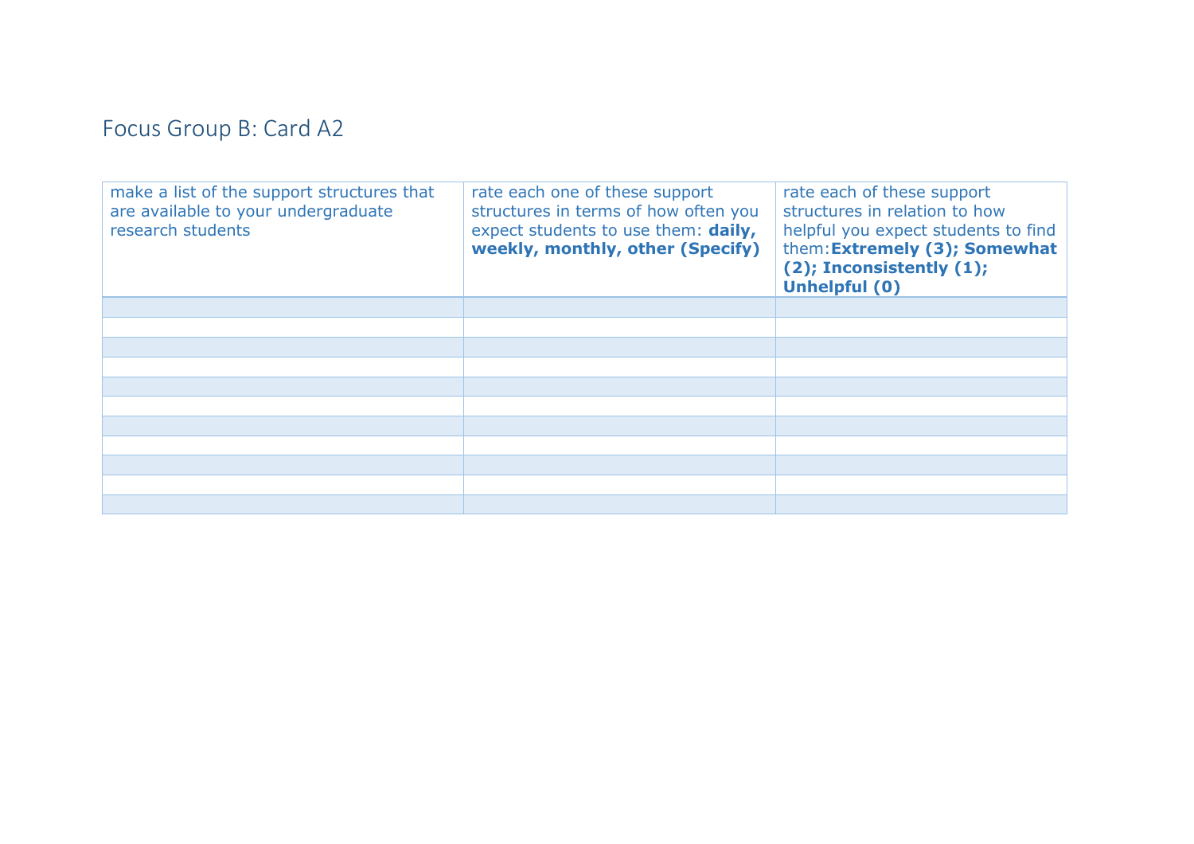# Focus Group B: Card A2

| make a list of the support structures that are available to your undergraduate research students | rate each one of these support structures in terms of how often you expect students to use them: **daily, weekly, monthly, other (Specify)** | rate each of these support structures in relation to how helpful you expect students to find them: **Extremely (3); Somewhat (2); Inconsistently (1); Unhelpful (0)** |
|---|---|---|
| | | |
| | | |
| | | |
| | | |
| | | |
| | | |
| | | |
| | | |
| | | |
| | | |
| | | |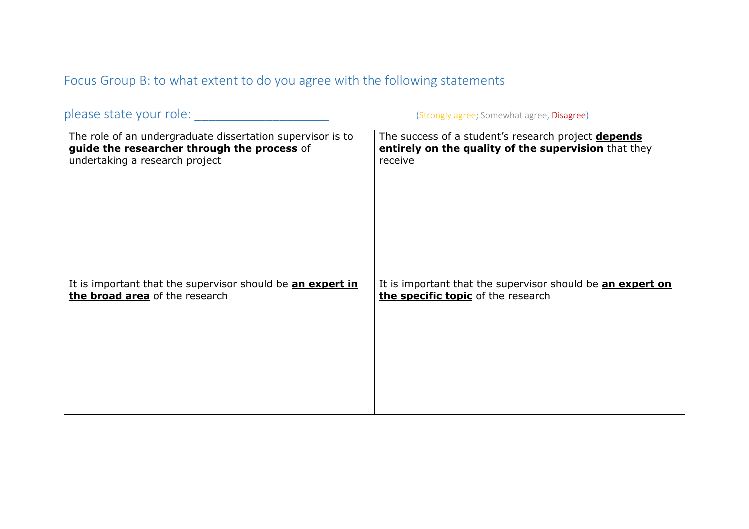## Focus Group B: to what extent to do you agree with the following statements

please state your role: ____________________ (Strongly agree; Somewhat agree, Disagree)

| The role of an undergraduate dissertation supervisor is to **guide the researcher through the process** of undertaking a research project | The success of a student's research project **depends entirely on the quality of the supervision** that they receive |
|---|---|
| It is important that the supervisor should be **an expert in the broad area** of the research | It is important that the supervisor should be **an expert on the specific topic** of the research |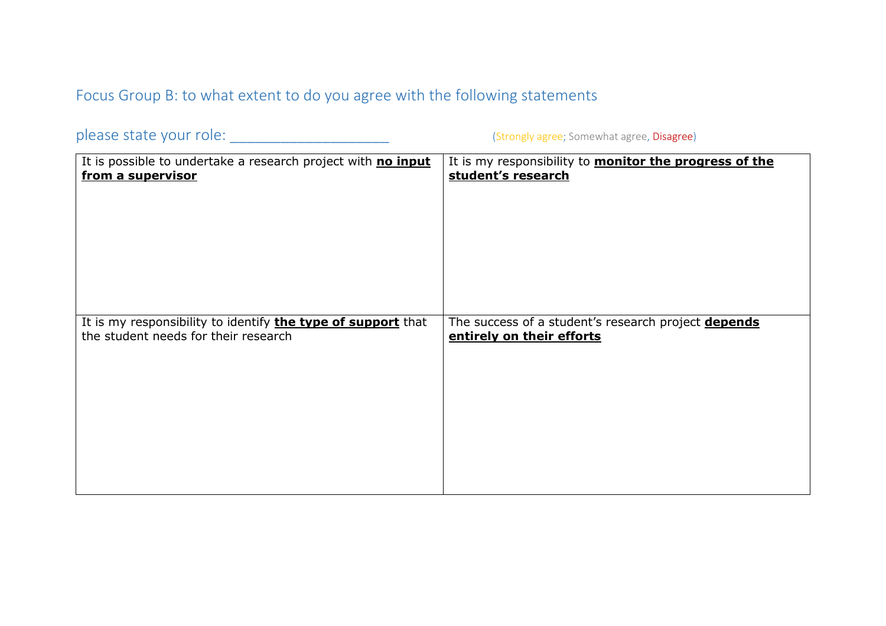## Focus Group B: to what extent to do you agree with the following statements

please state your role: ____________________ (Strongly agree; Somewhat agree, Disagree)

| | |
|---|---|
| It is possible to undertake a research project with **no input from a supervisor** | It is my responsibility to **monitor the progress of the student's research** |
| It is my responsibility to identify **the type of support** that the student needs for their research | The success of a student's research project **depends entirely on their efforts** |